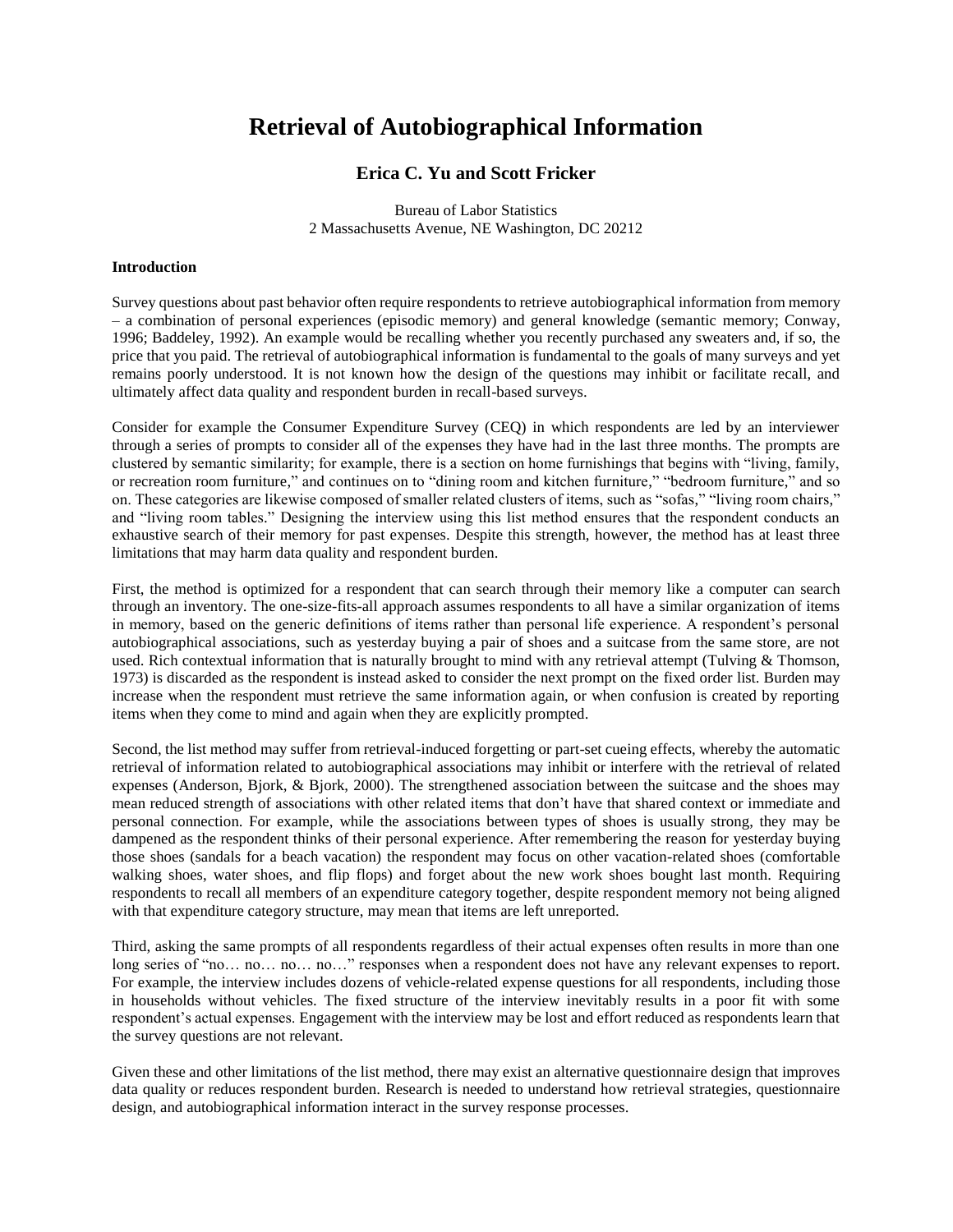# Retrieval of Autobiographical Information

**Erica C. Yu and Scott Fricker**

Bureau of Labor Statistics
2 Massachusetts Avenue, NE Washington, DC 20212

**Introduction**

Survey questions about past behavior often require respondents to retrieve autobiographical information from memory – a combination of personal experiences (episodic memory) and general knowledge (semantic memory; Conway, 1996; Baddeley, 1992). An example would be recalling whether you recently purchased any sweaters and, if so, the price that you paid. The retrieval of autobiographical information is fundamental to the goals of many surveys and yet remains poorly understood. It is not known how the design of the questions may inhibit or facilitate recall, and ultimately affect data quality and respondent burden in recall-based surveys.

Consider for example the Consumer Expenditure Survey (CEQ) in which respondents are led by an interviewer through a series of prompts to consider all of the expenses they have had in the last three months. The prompts are clustered by semantic similarity; for example, there is a section on home furnishings that begins with "living, family, or recreation room furniture," and continues on to "dining room and kitchen furniture," "bedroom furniture," and so on. These categories are likewise composed of smaller related clusters of items, such as "sofas," "living room chairs," and "living room tables." Designing the interview using this list method ensures that the respondent conducts an exhaustive search of their memory for past expenses. Despite this strength, however, the method has at least three limitations that may harm data quality and respondent burden.

First, the method is optimized for a respondent that can search through their memory like a computer can search through an inventory. The one-size-fits-all approach assumes respondents to all have a similar organization of items in memory, based on the generic definitions of items rather than personal life experience. A respondent's personal autobiographical associations, such as yesterday buying a pair of shoes and a suitcase from the same store, are not used. Rich contextual information that is naturally brought to mind with any retrieval attempt (Tulving & Thomson, 1973) is discarded as the respondent is instead asked to consider the next prompt on the fixed order list. Burden may increase when the respondent must retrieve the same information again, or when confusion is created by reporting items when they come to mind and again when they are explicitly prompted.

Second, the list method may suffer from retrieval-induced forgetting or part-set cueing effects, whereby the automatic retrieval of information related to autobiographical associations may inhibit or interfere with the retrieval of related expenses (Anderson, Bjork, & Bjork, 2000). The strengthened association between the suitcase and the shoes may mean reduced strength of associations with other related items that don't have that shared context or immediate and personal connection. For example, while the associations between types of shoes is usually strong, they may be dampened as the respondent thinks of their personal experience. After remembering the reason for yesterday buying those shoes (sandals for a beach vacation) the respondent may focus on other vacation-related shoes (comfortable walking shoes, water shoes, and flip flops) and forget about the new work shoes bought last month. Requiring respondents to recall all members of an expenditure category together, despite respondent memory not being aligned with that expenditure category structure, may mean that items are left unreported.

Third, asking the same prompts of all respondents regardless of their actual expenses often results in more than one long series of "no… no… no… no…" responses when a respondent does not have any relevant expenses to report. For example, the interview includes dozens of vehicle-related expense questions for all respondents, including those in households without vehicles. The fixed structure of the interview inevitably results in a poor fit with some respondent's actual expenses. Engagement with the interview may be lost and effort reduced as respondents learn that the survey questions are not relevant.

Given these and other limitations of the list method, there may exist an alternative questionnaire design that improves data quality or reduces respondent burden. Research is needed to understand how retrieval strategies, questionnaire design, and autobiographical information interact in the survey response processes.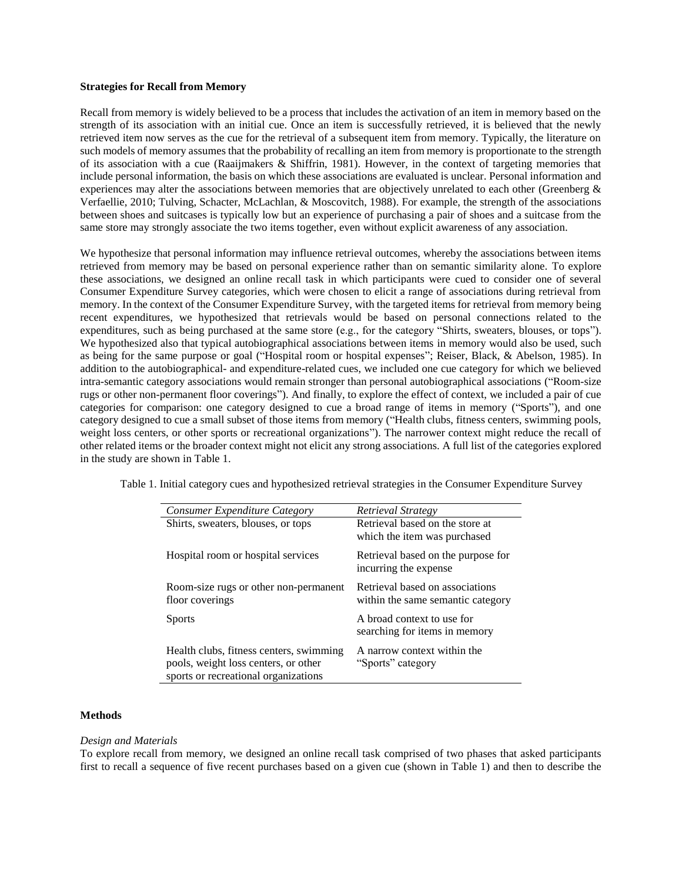**Strategies for Recall from Memory**

Recall from memory is widely believed to be a process that includes the activation of an item in memory based on the strength of its association with an initial cue. Once an item is successfully retrieved, it is believed that the newly retrieved item now serves as the cue for the retrieval of a subsequent item from memory. Typically, the literature on such models of memory assumes that the probability of recalling an item from memory is proportionate to the strength of its association with a cue (Raaijmakers & Shiffrin, 1981). However, in the context of targeting memories that include personal information, the basis on which these associations are evaluated is unclear. Personal information and experiences may alter the associations between memories that are objectively unrelated to each other (Greenberg & Verfaellie, 2010; Tulving, Schacter, McLachlan, & Moscovitch, 1988). For example, the strength of the associations between shoes and suitcases is typically low but an experience of purchasing a pair of shoes and a suitcase from the same store may strongly associate the two items together, even without explicit awareness of any association.

We hypothesize that personal information may influence retrieval outcomes, whereby the associations between items retrieved from memory may be based on personal experience rather than on semantic similarity alone. To explore these associations, we designed an online recall task in which participants were cued to consider one of several Consumer Expenditure Survey categories, which were chosen to elicit a range of associations during retrieval from memory. In the context of the Consumer Expenditure Survey, with the targeted items for retrieval from memory being recent expenditures, we hypothesized that retrievals would be based on personal connections related to the expenditures, such as being purchased at the same store (e.g., for the category "Shirts, sweaters, blouses, or tops"). We hypothesized also that typical autobiographical associations between items in memory would also be used, such as being for the same purpose or goal ("Hospital room or hospital expenses"; Reiser, Black, & Abelson, 1985). In addition to the autobiographical- and expenditure-related cues, we included one cue category for which we believed intra-semantic category associations would remain stronger than personal autobiographical associations ("Room-size rugs or other non-permanent floor coverings"). And finally, to explore the effect of context, we included a pair of cue categories for comparison: one category designed to cue a broad range of items in memory ("Sports"), and one category designed to cue a small subset of those items from memory ("Health clubs, fitness centers, swimming pools, weight loss centers, or other sports or recreational organizations"). The narrower context might reduce the recall of other related items or the broader context might not elicit any strong associations. A full list of the categories explored in the study are shown in Table 1.

Table 1. Initial category cues and hypothesized retrieval strategies in the Consumer Expenditure Survey

| *Consumer Expenditure Category* | *Retrieval Strategy* |
|---|---|
| Shirts, sweaters, blouses, or tops | Retrieval based on the store at which the item was purchased |
| Hospital room or hospital services | Retrieval based on the purpose for incurring the expense |
| Room-size rugs or other non-permanent floor coverings | Retrieval based on associations within the same semantic category |
| Sports | A broad context to use for searching for items in memory |
| Health clubs, fitness centers, swimming pools, weight loss centers, or other sports or recreational organizations | A narrow context within the "Sports" category |

**Methods**

*Design and Materials*

To explore recall from memory, we designed an online recall task comprised of two phases that asked participants first to recall a sequence of five recent purchases based on a given cue (shown in Table 1) and then to describe the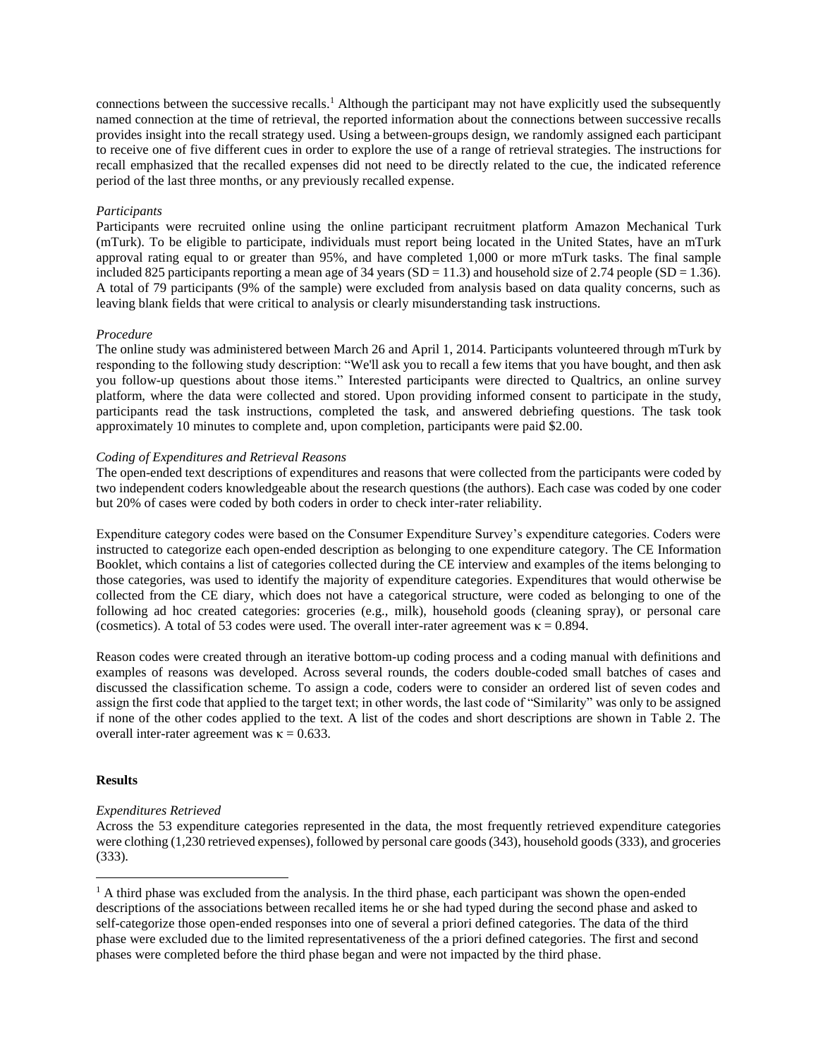connections between the successive recalls.[1] Although the participant may not have explicitly used the subsequently named connection at the time of retrieval, the reported information about the connections between successive recalls provides insight into the recall strategy used. Using a between-groups design, we randomly assigned each participant to receive one of five different cues in order to explore the use of a range of retrieval strategies. The instructions for recall emphasized that the recalled expenses did not need to be directly related to the cue, the indicated reference period of the last three months, or any previously recalled expense.

*Participants*

Participants were recruited online using the online participant recruitment platform Amazon Mechanical Turk (mTurk). To be eligible to participate, individuals must report being located in the United States, have an mTurk approval rating equal to or greater than 95%, and have completed 1,000 or more mTurk tasks. The final sample included 825 participants reporting a mean age of 34 years (SD = 11.3) and household size of 2.74 people (SD = 1.36). A total of 79 participants (9% of the sample) were excluded from analysis based on data quality concerns, such as leaving blank fields that were critical to analysis or clearly misunderstanding task instructions.

*Procedure*

The online study was administered between March 26 and April 1, 2014. Participants volunteered through mTurk by responding to the following study description: "We'll ask you to recall a few items that you have bought, and then ask you follow-up questions about those items." Interested participants were directed to Qualtrics, an online survey platform, where the data were collected and stored. Upon providing informed consent to participate in the study, participants read the task instructions, completed the task, and answered debriefing questions. The task took approximately 10 minutes to complete and, upon completion, participants were paid $2.00.

*Coding of Expenditures and Retrieval Reasons*

The open-ended text descriptions of expenditures and reasons that were collected from the participants were coded by two independent coders knowledgeable about the research questions (the authors). Each case was coded by one coder but 20% of cases were coded by both coders in order to check inter-rater reliability.

Expenditure category codes were based on the Consumer Expenditure Survey's expenditure categories. Coders were instructed to categorize each open-ended description as belonging to one expenditure category. The CE Information Booklet, which contains a list of categories collected during the CE interview and examples of the items belonging to those categories, was used to identify the majority of expenditure categories. Expenditures that would otherwise be collected from the CE diary, which does not have a categorical structure, were coded as belonging to one of the following ad hoc created categories: groceries (e.g., milk), household goods (cleaning spray), or personal care (cosmetics). A total of 53 codes were used. The overall inter-rater agreement was $\kappa = 0.894$.

Reason codes were created through an iterative bottom-up coding process and a coding manual with definitions and examples of reasons was developed. Across several rounds, the coders double-coded small batches of cases and discussed the classification scheme. To assign a code, coders were to consider an ordered list of seven codes and assign the first code that applied to the target text; in other words, the last code of "Similarity" was only to be assigned if none of the other codes applied to the text. A list of the codes and short descriptions are shown in Table 2. The overall inter-rater agreement was $\kappa = 0.633$.

**Results**

*Expenditures Retrieved*

Across the 53 expenditure categories represented in the data, the most frequently retrieved expenditure categories were clothing (1,230 retrieved expenses), followed by personal care goods (343), household goods (333), and groceries (333).

[1] A third phase was excluded from the analysis. In the third phase, each participant was shown the open-ended descriptions of the associations between recalled items he or she had typed during the second phase and asked to self-categorize those open-ended responses into one of several a priori defined categories. The data of the third phase were excluded due to the limited representativeness of the a priori defined categories. The first and second phases were completed before the third phase began and were not impacted by the third phase.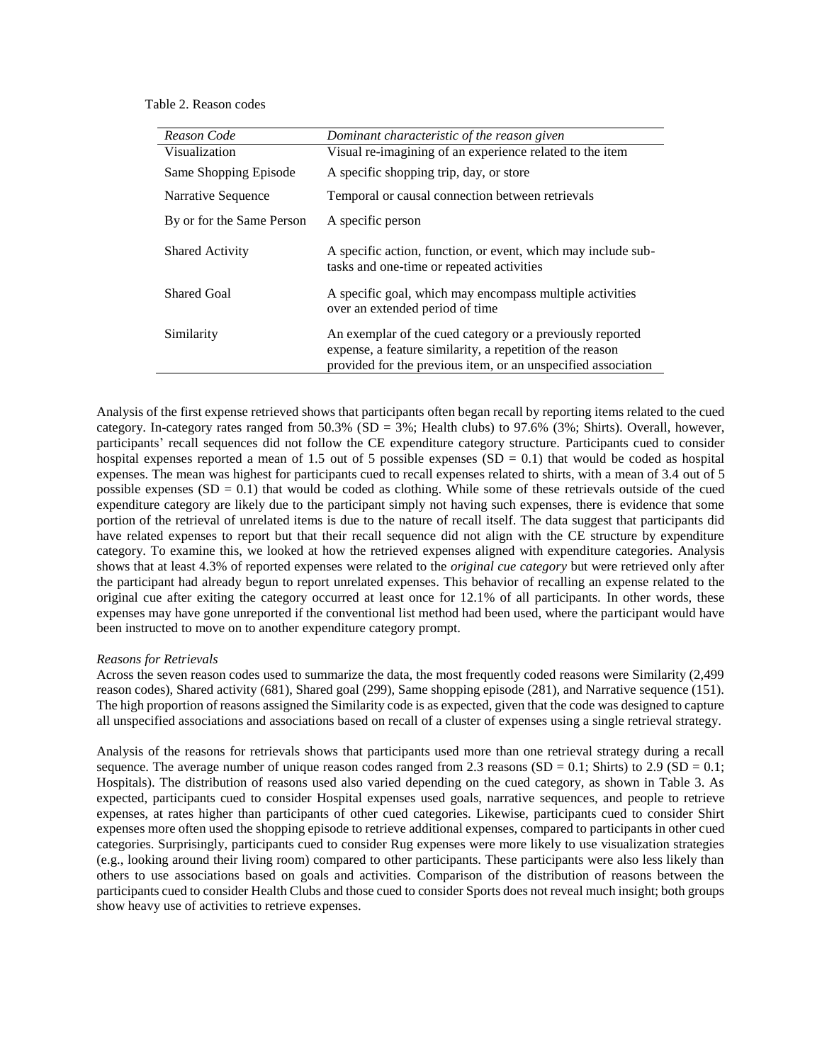Table 2. Reason codes

| *Reason Code* | *Dominant characteristic of the reason given* |
|---|---|
| Visualization | Visual re-imagining of an experience related to the item |
| Same Shopping Episode | A specific shopping trip, day, or store |
| Narrative Sequence | Temporal or causal connection between retrievals |
| By or for the Same Person | A specific person |
| Shared Activity | A specific action, function, or event, which may include sub-tasks and one-time or repeated activities |
| Shared Goal | A specific goal, which may encompass multiple activities over an extended period of time |
| Similarity | An exemplar of the cued category or a previously reported expense, a feature similarity, a repetition of the reason provided for the previous item, or an unspecified association |

Analysis of the first expense retrieved shows that participants often began recall by reporting items related to the cued category. In-category rates ranged from 50.3% (SD = 3%; Health clubs) to 97.6% (3%; Shirts). Overall, however, participants' recall sequences did not follow the CE expenditure category structure. Participants cued to consider hospital expenses reported a mean of 1.5 out of 5 possible expenses (SD = 0.1) that would be coded as hospital expenses. The mean was highest for participants cued to recall expenses related to shirts, with a mean of 3.4 out of 5 possible expenses (SD = 0.1) that would be coded as clothing. While some of these retrievals outside of the cued expenditure category are likely due to the participant simply not having such expenses, there is evidence that some portion of the retrieval of unrelated items is due to the nature of recall itself. The data suggest that participants did have related expenses to report but that their recall sequence did not align with the CE structure by expenditure category. To examine this, we looked at how the retrieved expenses aligned with expenditure categories. Analysis shows that at least 4.3% of reported expenses were related to the *original cue category* but were retrieved only after the participant had already begun to report unrelated expenses. This behavior of recalling an expense related to the original cue after exiting the category occurred at least once for 12.1% of all participants. In other words, these expenses may have gone unreported if the conventional list method had been used, where the participant would have been instructed to move on to another expenditure category prompt.

*Reasons for Retrievals*

Across the seven reason codes used to summarize the data, the most frequently coded reasons were Similarity (2,499 reason codes), Shared activity (681), Shared goal (299), Same shopping episode (281), and Narrative sequence (151). The high proportion of reasons assigned the Similarity code is as expected, given that the code was designed to capture all unspecified associations and associations based on recall of a cluster of expenses using a single retrieval strategy.

Analysis of the reasons for retrievals shows that participants used more than one retrieval strategy during a recall sequence. The average number of unique reason codes ranged from 2.3 reasons (SD = 0.1; Shirts) to 2.9 (SD = 0.1; Hospitals). The distribution of reasons used also varied depending on the cued category, as shown in Table 3. As expected, participants cued to consider Hospital expenses used goals, narrative sequences, and people to retrieve expenses, at rates higher than participants of other cued categories. Likewise, participants cued to consider Shirt expenses more often used the shopping episode to retrieve additional expenses, compared to participants in other cued categories. Surprisingly, participants cued to consider Rug expenses were more likely to use visualization strategies (e.g., looking around their living room) compared to other participants. These participants were also less likely than others to use associations based on goals and activities. Comparison of the distribution of reasons between the participants cued to consider Health Clubs and those cued to consider Sports does not reveal much insight; both groups show heavy use of activities to retrieve expenses.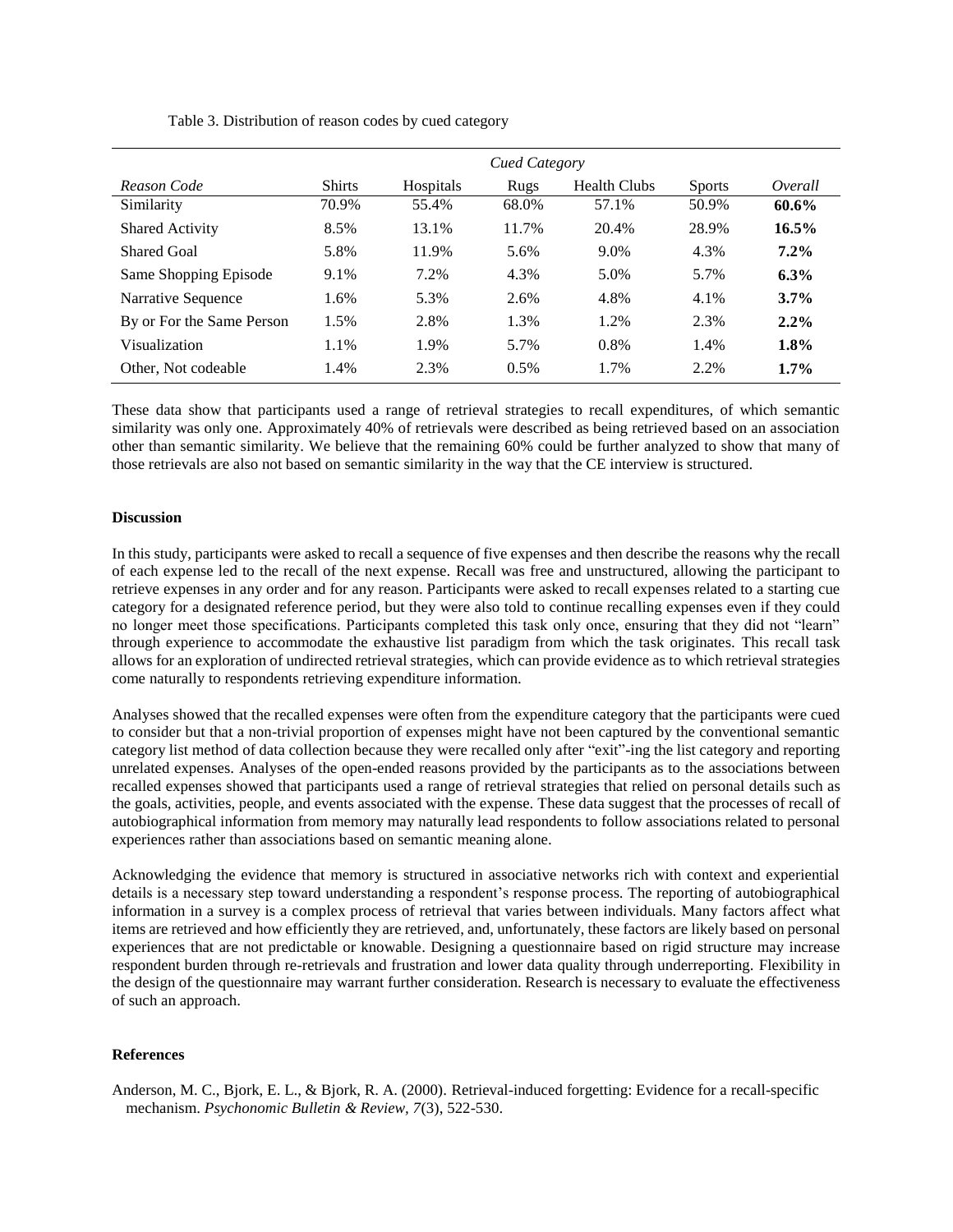Table 3. Distribution of reason codes by cued category

| | *Cued Category* | | | | | |
|---|---|---|---|---|---|---|
| *Reason Code* | Shirts | Hospitals | Rugs | Health Clubs | Sports | *Overall* |
| Similarity | 70.9% | 55.4% | 68.0% | 57.1% | 50.9% | **60.6%** |
| Shared Activity | 8.5% | 13.1% | 11.7% | 20.4% | 28.9% | **16.5%** |
| Shared Goal | 5.8% | 11.9% | 5.6% | 9.0% | 4.3% | **7.2%** |
| Same Shopping Episode | 9.1% | 7.2% | 4.3% | 5.0% | 5.7% | **6.3%** |
| Narrative Sequence | 1.6% | 5.3% | 2.6% | 4.8% | 4.1% | **3.7%** |
| By or For the Same Person | 1.5% | 2.8% | 1.3% | 1.2% | 2.3% | **2.2%** |
| Visualization | 1.1% | 1.9% | 5.7% | 0.8% | 1.4% | **1.8%** |
| Other, Not codeable | 1.4% | 2.3% | 0.5% | 1.7% | 2.2% | **1.7%** |

These data show that participants used a range of retrieval strategies to recall expenditures, of which semantic similarity was only one. Approximately 40% of retrievals were described as being retrieved based on an association other than semantic similarity. We believe that the remaining 60% could be further analyzed to show that many of those retrievals are also not based on semantic similarity in the way that the CE interview is structured.

**Discussion**

In this study, participants were asked to recall a sequence of five expenses and then describe the reasons why the recall of each expense led to the recall of the next expense. Recall was free and unstructured, allowing the participant to retrieve expenses in any order and for any reason. Participants were asked to recall expenses related to a starting cue category for a designated reference period, but they were also told to continue recalling expenses even if they could no longer meet those specifications. Participants completed this task only once, ensuring that they did not "learn" through experience to accommodate the exhaustive list paradigm from which the task originates. This recall task allows for an exploration of undirected retrieval strategies, which can provide evidence as to which retrieval strategies come naturally to respondents retrieving expenditure information.

Analyses showed that the recalled expenses were often from the expenditure category that the participants were cued to consider but that a non-trivial proportion of expenses might have not been captured by the conventional semantic category list method of data collection because they were recalled only after "exit"-ing the list category and reporting unrelated expenses. Analyses of the open-ended reasons provided by the participants as to the associations between recalled expenses showed that participants used a range of retrieval strategies that relied on personal details such as the goals, activities, people, and events associated with the expense. These data suggest that the processes of recall of autobiographical information from memory may naturally lead respondents to follow associations related to personal experiences rather than associations based on semantic meaning alone.

Acknowledging the evidence that memory is structured in associative networks rich with context and experiential details is a necessary step toward understanding a respondent's response process. The reporting of autobiographical information in a survey is a complex process of retrieval that varies between individuals. Many factors affect what items are retrieved and how efficiently they are retrieved, and, unfortunately, these factors are likely based on personal experiences that are not predictable or knowable. Designing a questionnaire based on rigid structure may increase respondent burden through re-retrievals and frustration and lower data quality through underreporting. Flexibility in the design of the questionnaire may warrant further consideration. Research is necessary to evaluate the effectiveness of such an approach.

**References**

Anderson, M. C., Bjork, E. L., & Bjork, R. A. (2000). Retrieval-induced forgetting: Evidence for a recall-specific mechanism. *Psychonomic Bulletin & Review, 7*(3), 522-530.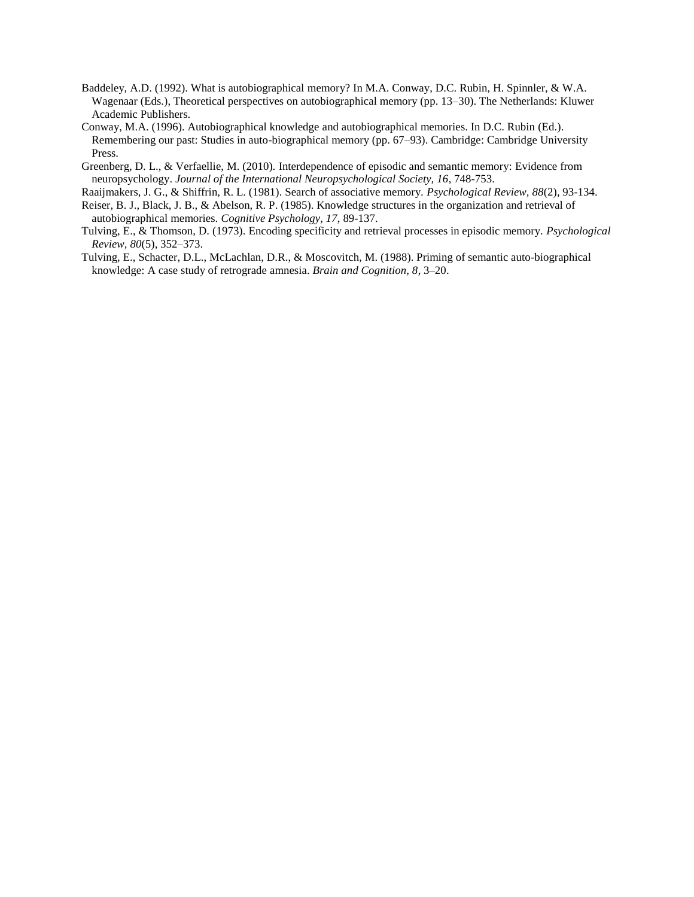Baddeley, A.D. (1992). What is autobiographical memory? In M.A. Conway, D.C. Rubin, H. Spinnler, & W.A. Wagenaar (Eds.), Theoretical perspectives on autobiographical memory (pp. 13–30). The Netherlands: Kluwer Academic Publishers.

Conway, M.A. (1996). Autobiographical knowledge and autobiographical memories. In D.C. Rubin (Ed.). Remembering our past: Studies in auto-biographical memory (pp. 67–93). Cambridge: Cambridge University Press.

Greenberg, D. L., & Verfaellie, M. (2010). Interdependence of episodic and semantic memory: Evidence from neuropsychology. *Journal of the International Neuropsychological Society, 16*, 748-753.

Raaijmakers, J. G., & Shiffrin, R. L. (1981). Search of associative memory. *Psychological Review, 88*(2), 93-134.

Reiser, B. J., Black, J. B., & Abelson, R. P. (1985). Knowledge structures in the organization and retrieval of autobiographical memories. *Cognitive Psychology, 17*, 89-137.

Tulving, E., & Thomson, D. (1973). Encoding specificity and retrieval processes in episodic memory. *Psychological Review, 80*(5), 352–373.

Tulving, E., Schacter, D.L., McLachlan, D.R., & Moscovitch, M. (1988). Priming of semantic auto-biographical knowledge: A case study of retrograde amnesia. *Brain and Cognition, 8*, 3–20.